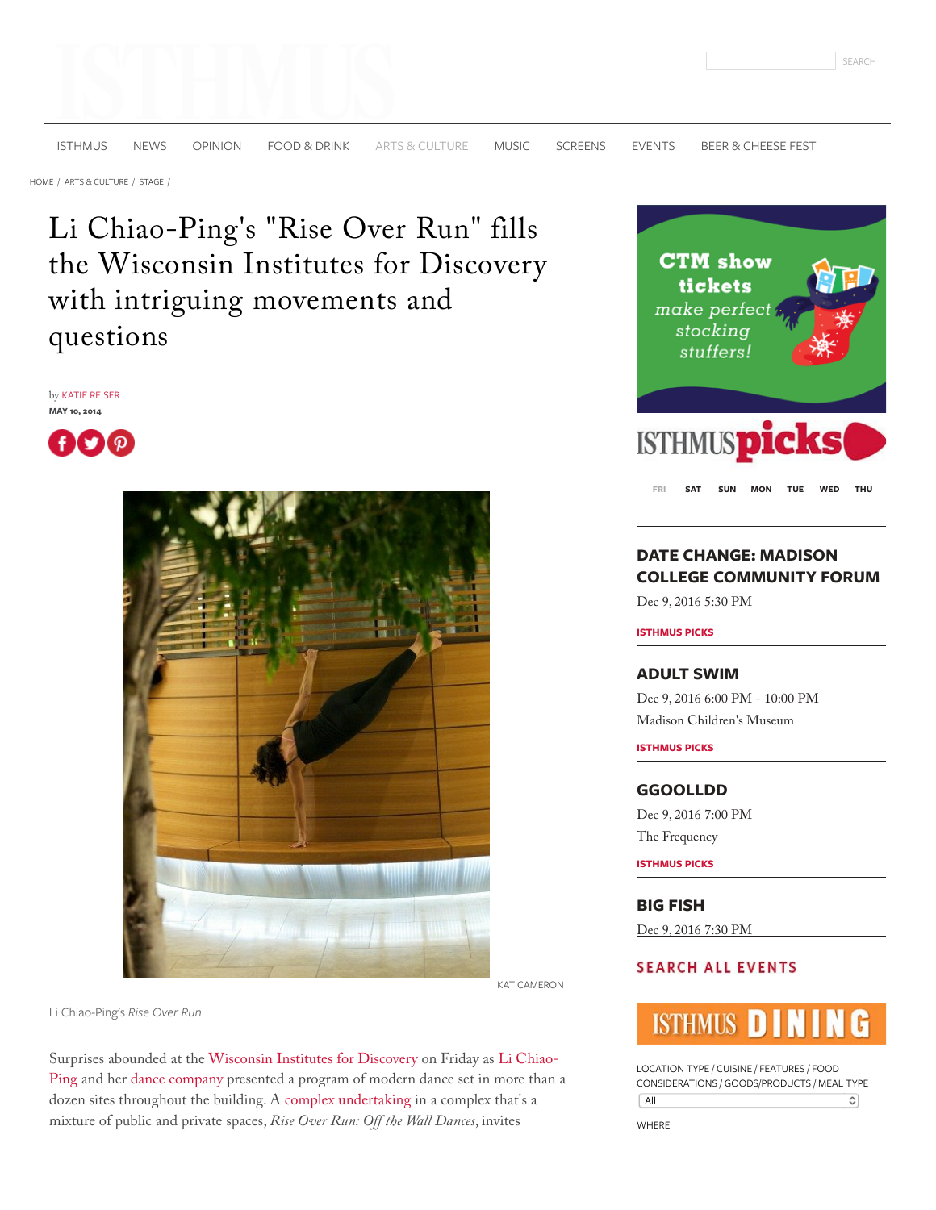ISTHMUS NEWS OPINION FOOD & DRINK ARTS & CULTURE MUSIC SCREENS EVENTS BEER & CHEESE FEST

HOME / ARTS & CULTURE / STAGE /

# Li Chiao-Ping's "Rise Over Run" fills the Wisconsin Institutes for Discovery with intriguing movements and questions

by KATIE REISER
MAY 10, 2014

KAT CAMERON

Li Chiao-Ping's *Rise Over Run*

Surprises abounded at the Wisconsin Institutes for Discovery on Friday as Li Chiao-Ping and her dance company presented a program of modern dance set in more than a dozen sites throughout the building. A complex undertaking in a complex that's a mixture of public and private spaces, *Rise Over Run: Off the Wall Dances*, invites

CTM show tickets make perfect stocking stuffers!

ISTHMUS picks

FRI SAT SUN MON TUE WED THU

## DATE CHANGE: MADISON COLLEGE COMMUNITY FORUM

Dec 9, 2016 5:30 PM

ISTHMUS PICKS

## ADULT SWIM

Dec 9, 2016 6:00 PM - 10:00 PM
Madison Children's Museum

ISTHMUS PICKS

## GGOOLLDD

Dec 9, 2016 7:00 PM
The Frequency

ISTHMUS PICKS

## BIG FISH

Dec 9, 2016 7:30 PM

SEARCH ALL EVENTS

ISTHMUS DINING

LOCATION TYPE / CUISINE / FEATURES / FOOD CONSIDERATIONS / GOODS/PRODUCTS / MEAL TYPE

All

WHERE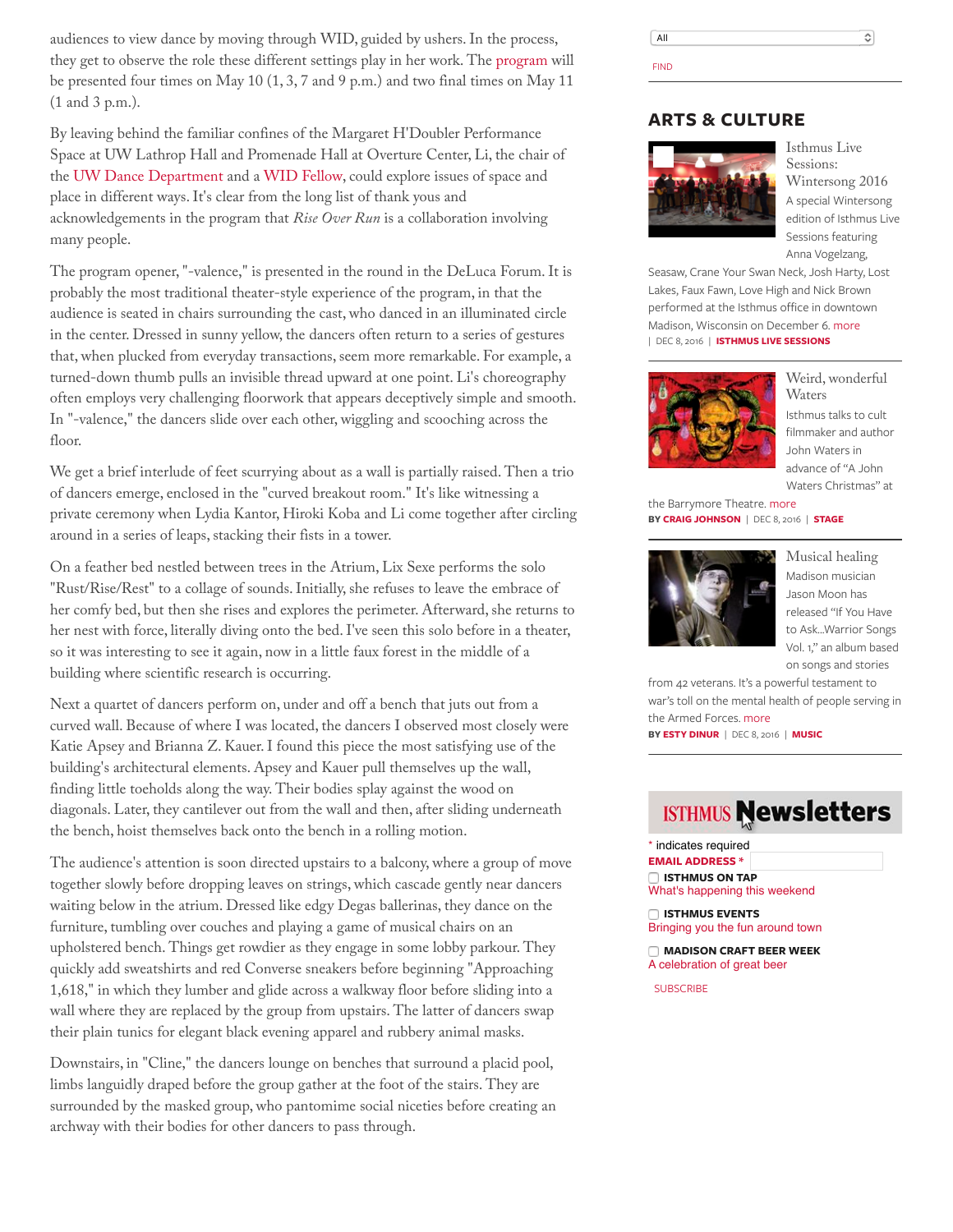audiences to view dance by moving through WID, guided by ushers. In the process, they get to observe the role these different settings play in her work. The program will be presented four times on May 10 (1, 3, 7 and 9 p.m.) and two final times on May 11 (1 and 3 p.m.).

By leaving behind the familiar confines of the Margaret H'Doubler Performance Space at UW Lathrop Hall and Promenade Hall at Overture Center, Li, the chair of the UW Dance Department and a WID Fellow, could explore issues of space and place in different ways. It's clear from the long list of thank yous and acknowledgements in the program that *Rise Over Run* is a collaboration involving many people.

The program opener, "-valence," is presented in the round in the DeLuca Forum. It is probably the most traditional theater-style experience of the program, in that the audience is seated in chairs surrounding the cast, who danced in an illuminated circle in the center. Dressed in sunny yellow, the dancers often return to a series of gestures that, when plucked from everyday transactions, seem more remarkable. For example, a turned-down thumb pulls an invisible thread upward at one point. Li's choreography often employs very challenging floorwork that appears deceptively simple and smooth. In "-valence," the dancers slide over each other, wiggling and scooching across the floor.

We get a brief interlude of feet scurrying about as a wall is partially raised. Then a trio of dancers emerge, enclosed in the "curved breakout room." It's like witnessing a private ceremony when Lydia Kantor, Hiroki Koba and Li come together after circling around in a series of leaps, stacking their fists in a tower.

On a feather bed nestled between trees in the Atrium, Lix Sexe performs the solo "Rust/Rise/Rest" to a collage of sounds. Initially, she refuses to leave the embrace of her comfy bed, but then she rises and explores the perimeter. Afterward, she returns to her nest with force, literally diving onto the bed. I've seen this solo before in a theater, so it was interesting to see it again, now in a little faux forest in the middle of a building where scientific research is occurring.

Next a quartet of dancers perform on, under and off a bench that juts out from a curved wall. Because of where I was located, the dancers I observed most closely were Katie Apsey and Brianna Z. Kauer. I found this piece the most satisfying use of the building's architectural elements. Apsey and Kauer pull themselves up the wall, finding little toeholds along the way. Their bodies splay against the wood on diagonals. Later, they cantilever out from the wall and then, after sliding underneath the bench, hoist themselves back onto the bench in a rolling motion.

The audience's attention is soon directed upstairs to a balcony, where a group of move together slowly before dropping leaves on strings, which cascade gently near dancers waiting below in the atrium. Dressed like edgy Degas ballerinas, they dance on the furniture, tumbling over couches and playing a game of musical chairs on an upholstered bench. Things get rowdier as they engage in some lobby parkour. They quickly add sweatshirts and red Converse sneakers before beginning "Approaching 1,618," in which they lumber and glide across a walkway floor before sliding into a wall where they are replaced by the group from upstairs. The latter of dancers swap their plain tunics for elegant black evening apparel and rubbery animal masks.

Downstairs, in "Cline," the dancers lounge on benches that surround a placid pool, limbs languidly draped before the group gather at the foot of the stairs. They are surrounded by the masked group, who pantomime social niceties before creating an archway with their bodies for other dancers to pass through.

All

FIND

## ARTS & CULTURE

### Isthmus Live Sessions: Wintersong 2016

A special Wintersong edition of Isthmus Live Sessions featuring Anna Vogelzang, Seasaw, Crane Your Swan Neck, Josh Harty, Lost Lakes, Faux Fawn, Love High and Nick Brown performed at the Isthmus office in downtown Madison, Wisconsin on December 6. more

| DEC 8, 2016 | **ISTHMUS LIVE SESSIONS**

### Weird, wonderful Waters

Isthmus talks to cult filmmaker and author John Waters in advance of "A John Waters Christmas" at the Barrymore Theatre. more

**BY CRAIG JOHNSON** | DEC 8, 2016 | **STAGE**

### Musical healing

Madison musician Jason Moon has released "If You Have to Ask...Warrior Songs Vol. 1," an album based on songs and stories from 42 veterans. It's a powerful testament to war's toll on the mental health of people serving in the Armed Forces. more

**BY ESTY DINUR** | DEC 8, 2016 | **MUSIC**

## ISTHMUS Newsletters

\* indicates required

**EMAIL ADDRESS \***

**ISTHMUS ON TAP**
What's happening this weekend

**ISTHMUS EVENTS**
Bringing you the fun around town

**MADISON CRAFT BEER WEEK**
A celebration of great beer

SUBSCRIBE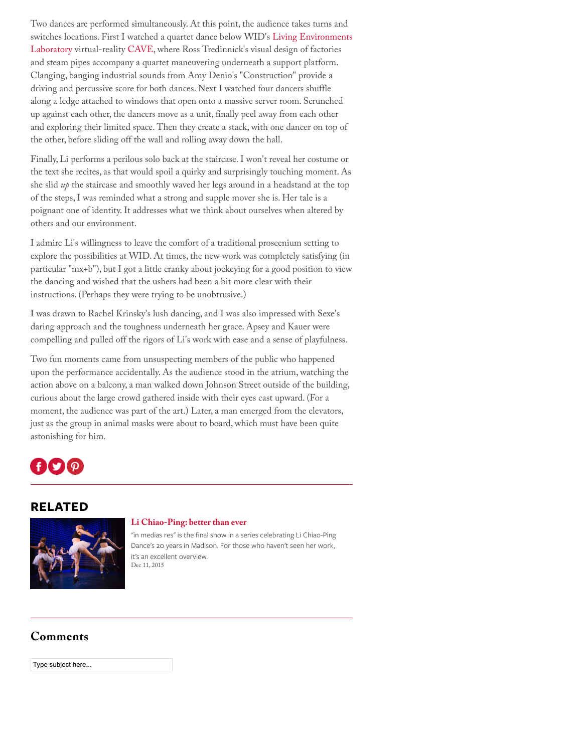Two dances are performed simultaneously. At this point, the audience takes turns and switches locations. First I watched a quartet dance below WID's Living Environments Laboratory virtual-reality CAVE, where Ross Tredinnick's visual design of factories and steam pipes accompany a quartet maneuvering underneath a support platform. Clanging, banging industrial sounds from Amy Denio's "Construction" provide a driving and percussive score for both dances. Next I watched four dancers shuffle along a ledge attached to windows that open onto a massive server room. Scrunched up against each other, the dancers move as a unit, finally peel away from each other and exploring their limited space. Then they create a stack, with one dancer on top of the other, before sliding off the wall and rolling away down the hall.

Finally, Li performs a perilous solo back at the staircase. I won't reveal her costume or the text she recites, as that would spoil a quirky and surprisingly touching moment. As she slid *up* the staircase and smoothly waved her legs around in a headstand at the top of the steps, I was reminded what a strong and supple mover she is. Her tale is a poignant one of identity. It addresses what we think about ourselves when altered by others and our environment.

I admire Li's willingness to leave the comfort of a traditional proscenium setting to explore the possibilities at WID. At times, the new work was completely satisfying (in particular "mx+b"), but I got a little cranky about jockeying for a good position to view the dancing and wished that the ushers had been a bit more clear with their instructions. (Perhaps they were trying to be unobtrusive.)

I was drawn to Rachel Krinsky's lush dancing, and I was also impressed with Sexe's daring approach and the toughness underneath her grace. Apsey and Kauer were compelling and pulled off the rigors of Li's work with ease and a sense of playfulness.

Two fun moments came from unsuspecting members of the public who happened upon the performance accidentally. As the audience stood in the atrium, watching the action above on a balcony, a man walked down Johnson Street outside of the building, curious about the large crowd gathered inside with their eyes cast upward. (For a moment, the audience was part of the art.) Later, a man emerged from the elevators, just as the group in animal masks were about to board, which must have been quite astonishing for him.

## RELATED

**Li Chiao-Ping: better than ever**

"in medias res" is the final show in a series celebrating Li Chiao-Ping Dance's 20 years in Madison. For those who haven't seen her work, it's an excellent overview.

Dec 11, 2015

## Comments

Type subject here...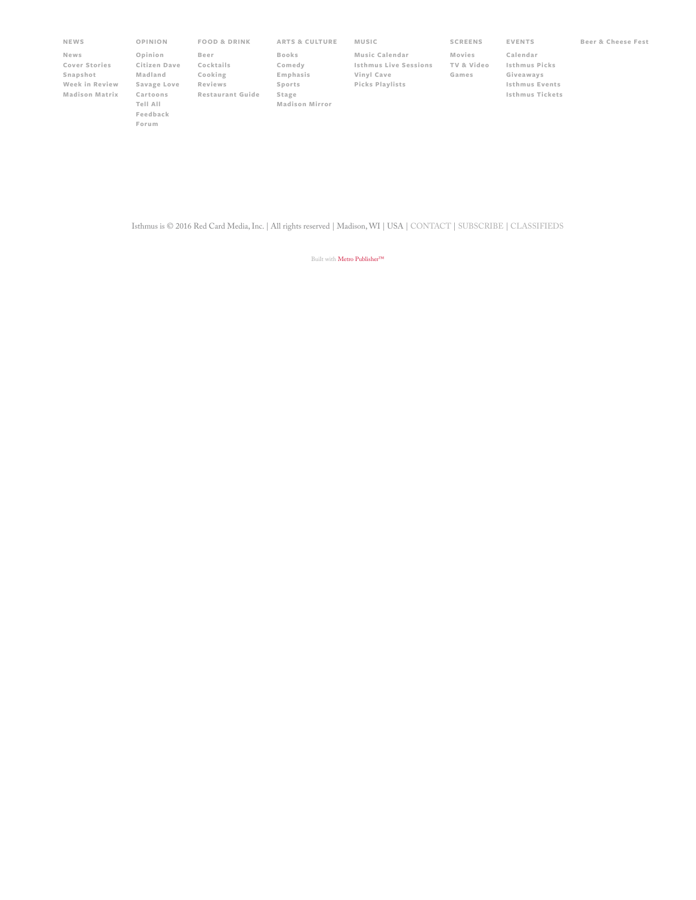**NEWS**
- News
- Cover Stories
- Snapshot
- Week in Review
- Madison Matrix

**OPINION**
- Opinion
- Citizen Dave
- Madland
- Savage Love
- Cartoons
- Tell All
- Feedback
- Forum

**FOOD & DRINK**
- Beer
- Cocktails
- Cooking
- Reviews
- Restaurant Guide

**ARTS & CULTURE**
- Books
- Comedy
- Emphasis
- Sports
- Stage
- Madison Mirror

**MUSIC**
- Music Calendar
- Isthmus Live Sessions
- Vinyl Cave
- Picks Playlists

**SCREENS**
- Movies
- TV & Video
- Games

**EVENTS**
- Calendar
- Isthmus Picks
- Giveaways
- Isthmus Events
- Isthmus Tickets

**Beer & Cheese Fest**

Isthmus is © 2016 Red Card Media, Inc. | All rights reserved | Madison, WI | USA | CONTACT | SUBSCRIBE | CLASSIFIEDS

Built with Metro Publisher™